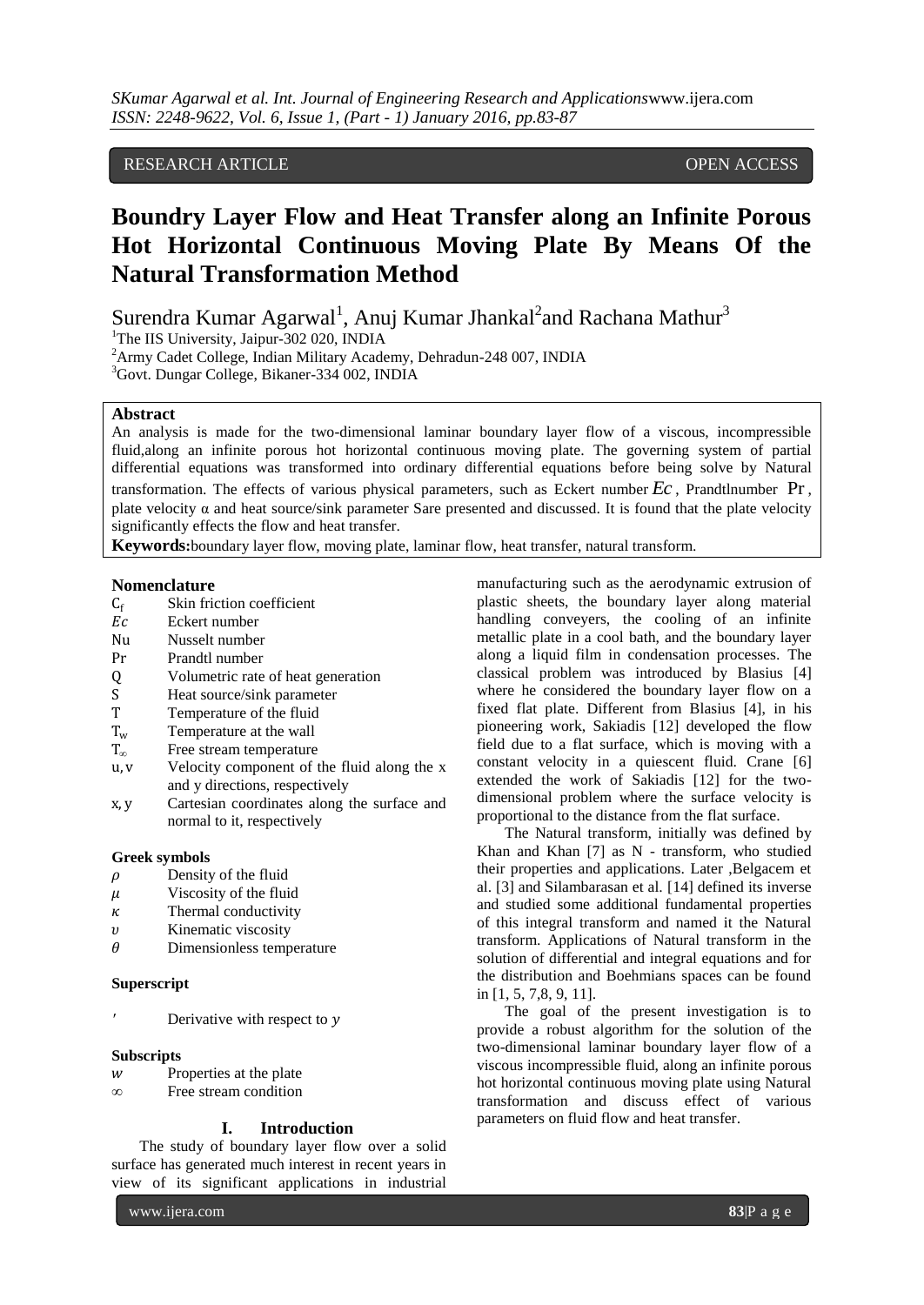RESEARCH ARTICLE OPEN ACCESS

# Boundry Layer Flow and Heat Transfer along an Infinite Porous Hot Horizontal Continuous Moving Plate By Means Of the Natural Transformation Method

Surendra Kumar Agarwal[1], Anuj Kumar Jhankal[2] and Rachana Mathur[3]

[1]The IIS University, Jaipur-302 020, INDIA
[2]Army Cadet College, Indian Military Academy, Dehradun-248 007, INDIA
[3]Govt. Dungar College, Bikaner-334 002, INDIA

## Abstract

An analysis is made for the two-dimensional laminar boundary layer flow of a viscous, incompressible fluid,along an infinite porous hot horizontal continuous moving plate. The governing system of partial differential equations was transformed into ordinary differential equations before being solve by Natural transformation. The effects of various physical parameters, such as Eckert number $Ec$, Prandtlnumber $\Pr$, plate velocity α and heat source/sink parameter Sare presented and discussed. It is found that the plate velocity significantly effects the flow and heat transfer.

**Keywords:** boundary layer flow, moving plate, laminar flow, heat transfer, natural transform.

### Nomenclature

| | |
|---|---|
| $C_f$ | Skin friction coefficient |
| $Ec$ | Eckert number |
| Nu | Nusselt number |
| Pr | Prandtl number |
| Q | Volumetric rate of heat generation |
| S | Heat source/sink parameter |
| T | Temperature of the fluid |
| $T_w$ | Temperature at the wall |
| $T_\infty$ | Free stream temperature |
| $u, v$ | Velocity component of the fluid along the x and y directions, respectively |
| $x, y$ | Cartesian coordinates along the surface and normal to it, respectively |

#### Greek symbols

| | |
|---|---|
| $\rho$ | Density of the fluid |
| $\mu$ | Viscosity of the fluid |
| $\kappa$ | Thermal conductivity |
| $\upsilon$ | Kinematic viscosity |
| $\theta$ | Dimensionless temperature |

#### Superscript

| | |
|---|---|
| $'$ | Derivative with respect to $y$ |

#### Subscripts

| | |
|---|---|
| $w$ | Properties at the plate |
| $\infty$ | Free stream condition |

## I. Introduction

The study of boundary layer flow over a solid surface has generated much interest in recent years in view of its significant applications in industrial manufacturing such as the aerodynamic extrusion of plastic sheets, the boundary layer along material handling conveyers, the cooling of an infinite metallic plate in a cool bath, and the boundary layer along a liquid film in condensation processes. The classical problem was introduced by Blasius [4] where he considered the boundary layer flow on a fixed flat plate. Different from Blasius [4], in his pioneering work, Sakiadis [12] developed the flow field due to a flat surface, which is moving with a constant velocity in a quiescent fluid. Crane [6] extended the work of Sakiadis [12] for the two-dimensional problem where the surface velocity is proportional to the distance from the flat surface.

The Natural transform, initially was defined by Khan and Khan [7] as N - transform, who studied their properties and applications. Later ,Belgacem et al. [3] and Silambarasan et al. [14] defined its inverse and studied some additional fundamental properties of this integral transform and named it the Natural transform. Applications of Natural transform in the solution of differential and integral equations and for the distribution and Boehmians spaces can be found in [1, 5, 7,8, 9, 11].

The goal of the present investigation is to provide a robust algorithm for the solution of the two-dimensional laminar boundary layer flow of a viscous incompressible fluid, along an infinite porous hot horizontal continuous moving plate using Natural transformation and discuss effect of various parameters on fluid flow and heat transfer.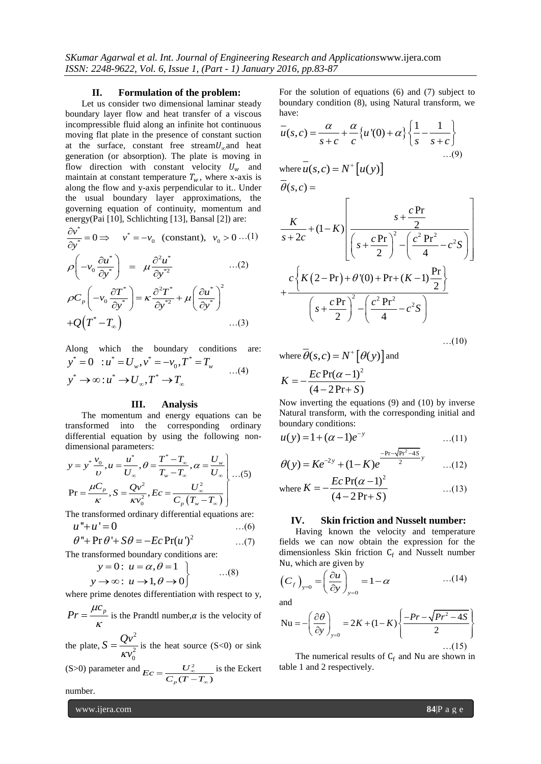## II. Formulation of the problem:

Let us consider two dimensional laminar steady boundary layer flow and heat transfer of a viscous incompressible fluid along an infinite hot continuous moving flat plate in the presence of constant suction at the surface, constant free stream $U_\infty$ and heat generation (or absorption). The plate is moving in flow direction with constant velocity $U_w$ and maintain at constant temperature $T_w$, where x-axis is along the flow and y-axis perpendicular to it.. Under the usual boundary layer approximations, the governing equation of continuity, momentum and energy(Pai [10], Schlichting [13], Bansal [2]) are:

$$\frac{\partial v^*}{\partial y^*} = 0 \Rightarrow \quad v^* = -v_0 \text{ (constant)}, \; v_0 > 0 \quad \ldots(1)$$

$$\rho\left(-v_0 \frac{\partial u^*}{\partial y^*}\right) = \mu \frac{\partial^2 u^*}{\partial y^{*2}} \quad \ldots(2)$$

$$\rho C_p\left(-v_0 \frac{\partial T^*}{\partial y^*}\right) = \kappa \frac{\partial^2 T^*}{\partial y^{*2}} + \mu\left(\frac{\partial u^*}{\partial y^*}\right)^2 + Q\left(T^* - T_\infty\right) \quad \ldots(3)$$

Along which the boundary conditions are:

$$\begin{aligned} y^* = 0 \; &: u^* = U_w, v^* = -v_0, T^* = T_w \\ y^* \to \infty &: u^* \to U_\infty, T^* \to T_\infty \end{aligned} \quad \ldots(4)$$

## III. Analysis

The momentum and energy equations can be transformed into the corresponding ordinary differential equation by using the following non-dimensional parameters:

$$\left.\begin{aligned} y = y^* \frac{v_0}{\upsilon}, u = \frac{u^*}{U_\infty}, \theta = \frac{T^* - T_\infty}{T_w - T_\infty}, \alpha = \frac{U_w}{U_\infty} \\ \Pr = \frac{\mu C_p}{\kappa}, S = \frac{Qv^2}{\kappa v_0^2}, Ec = \frac{U_\infty^2}{C_p\left(T_w - T_\infty\right)} \end{aligned}\right\} \ldots(5)$$

The transformed ordinary differential equations are:

$$u'' + u' = 0 \quad \ldots(6)$$

$$\theta'' + \Pr\theta' + S\theta = -Ec\Pr(u')^2 \quad \ldots(7)$$

The transformed boundary conditions are:

$$\left.\begin{aligned} y = 0 &: \; u = \alpha, \theta = 1 \\ y \to \infty &: \; u \to 1, \theta \to 0 \end{aligned}\right\} \quad \ldots(8)$$

where prime denotes differentiation with respect to y, $Pr = \frac{\mu c_p}{\kappa}$ is the Prandtl number, $\alpha$ is the velocity of the plate, $S = \frac{Qv^2}{\kappa v_0^2}$ is the heat source (S<0) or sink (S>0) parameter and $Ec = \frac{U_\infty^2}{C_p(T - T_\infty)}$ is the Eckert number.

For the solution of equations (6) and (7) subject to boundary condition (8), using Natural transform, we have:

$$\bar{u}(s,c) = \frac{\alpha}{s+c} + \frac{\alpha}{c}\left\{u'(0) + \alpha\right\}\left\{\frac{1}{s} - \frac{1}{s+c}\right\} \quad \ldots(9)$$

where $\bar{u}(s,c) = N^+\left[u(y)\right]$

$$\bar{\theta}(s,c) = \frac{K}{s+2c} + (1-K)\left[\frac{s + \frac{c\Pr}{2}}{\left(s + \frac{c\Pr}{2}\right)^2 - \left(\frac{c^2\Pr^2}{4} - c^2 S\right)}\right] + \frac{c\left\{K\left(2-\Pr\right) + \theta'(0) + \Pr + (K-1)\frac{\Pr}{2}\right\}}{\left(s + \frac{c\Pr}{2}\right)^2 - \left(\frac{c^2\Pr^2}{4} - c^2 S\right)} \quad \ldots(10)$$

where $\bar{\theta}(s,c) = N^+\left[\theta(y)\right]$ and

$$K = -\frac{Ec\Pr(\alpha-1)^2}{(4 - 2\Pr + S)}$$

Now inverting the equations (9) and (10) by inverse Natural transform, with the corresponding initial and boundary conditions:

$$u(y) = 1 + (\alpha - 1)e^{-y} \quad \ldots(11)$$

$$\theta(y) = Ke^{-2y} + (1-K)e^{\frac{-\Pr - \sqrt{\Pr^2 - 4S}}{2}y} \quad \ldots(12)$$

$$\text{where } K = -\frac{Ec\Pr(\alpha-1)^2}{(4 - 2\Pr + S)} \quad \ldots(13)$$

## IV. Skin friction and Nusselt number:

Having known the velocity and temperature fields we can now obtain the expression for the dimensionless Skin friction $C_f$ and Nusselt number Nu, which are given by

$$\left(C_f\right)_{y=0} = \left(\frac{\partial u}{\partial y}\right)_{y=0} = 1 - \alpha \quad \ldots(14)$$

and

$$\text{Nu} = -\left(\frac{\partial \theta}{\partial y}\right)_{y=0} = 2K + (1-K)\left\{\frac{-Pr - \sqrt{Pr^2 - 4S}}{2}\right\} \quad \ldots(15)$$

The numerical results of $C_f$ and Nu are shown in table 1 and 2 respectively.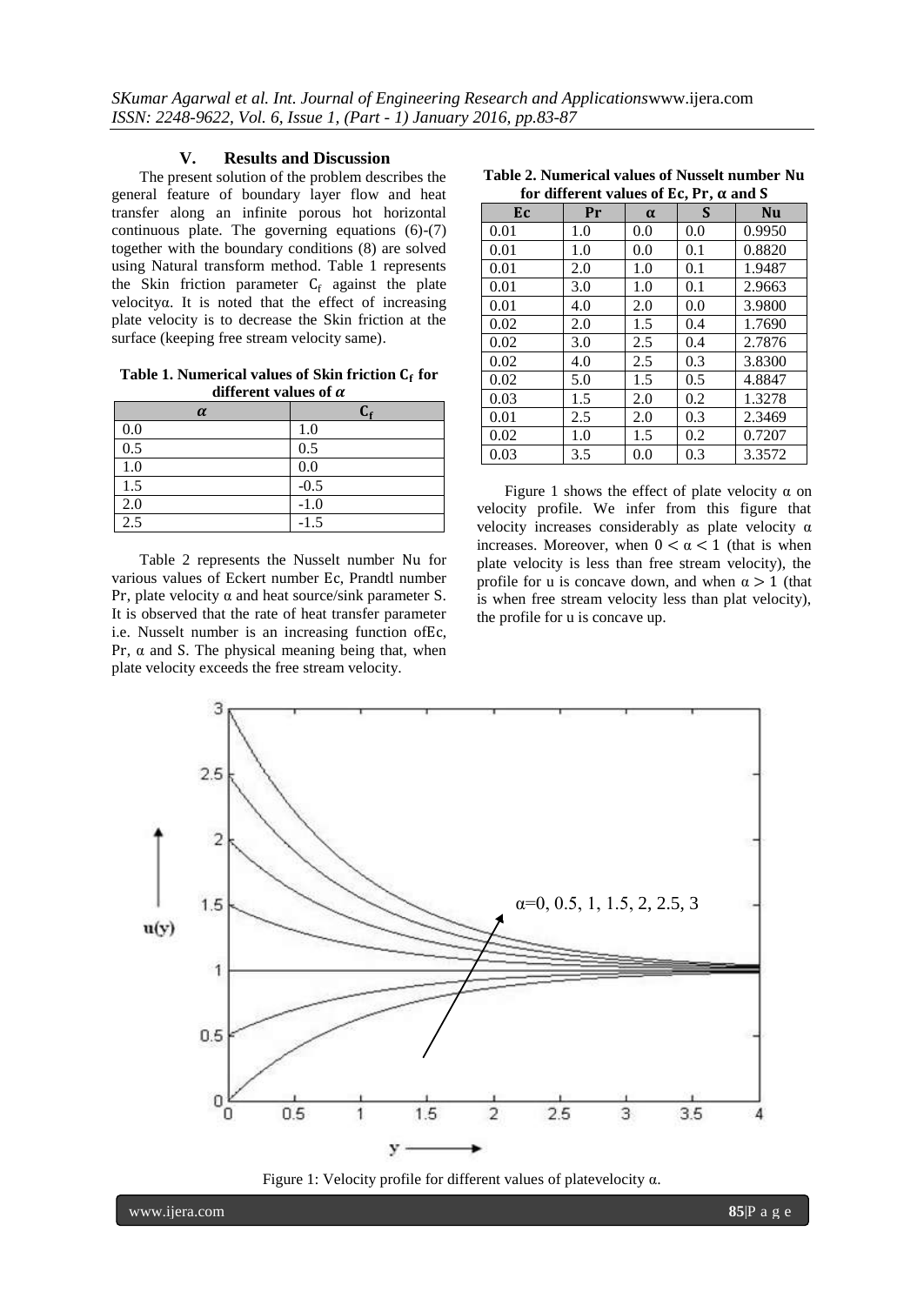## V. Results and Discussion

The present solution of the problem describes the general feature of boundary layer flow and heat transfer along an infinite porous hot horizontal continuous plate. The governing equations (6)-(7) together with the boundary conditions (8) are solved using Natural transform method. Table 1 represents the Skin friction parameter $C_f$ against the plate velocity$\alpha$. It is noted that the effect of increasing plate velocity is to decrease the Skin friction at the surface (keeping free stream velocity same).

**Table 1. Numerical values of Skin friction $C_f$ for different values of $\alpha$**

| $\alpha$ | $C_f$ |
| --- | --- |
| 0.0 | 1.0 |
| 0.5 | 0.5 |
| 1.0 | 0.0 |
| 1.5 | -0.5 |
| 2.0 | -1.0 |
| 2.5 | -1.5 |

Table 2 represents the Nusselt number Nu for various values of Eckert number Ec, Prandtl number Pr, plate velocity $\alpha$ and heat source/sink parameter S. It is observed that the rate of heat transfer parameter i.e. Nusselt number is an increasing function ofEc, Pr, $\alpha$ and S. The physical meaning being that, when plate velocity exceeds the free stream velocity.

**Table 2. Numerical values of Nusselt number Nu for different values of Ec, Pr, $\alpha$ and S**

| Ec | Pr | $\alpha$ | S | Nu |
| --- | --- | --- | --- | --- |
| 0.01 | 1.0 | 0.0 | 0.0 | 0.9950 |
| 0.01 | 1.0 | 0.0 | 0.1 | 0.8820 |
| 0.01 | 2.0 | 1.0 | 0.1 | 1.9487 |
| 0.01 | 3.0 | 1.0 | 0.1 | 2.9663 |
| 0.01 | 4.0 | 2.0 | 0.0 | 3.9800 |
| 0.02 | 2.0 | 1.5 | 0.4 | 1.7690 |
| 0.02 | 3.0 | 2.5 | 0.4 | 2.7876 |
| 0.02 | 4.0 | 2.5 | 0.3 | 3.8300 |
| 0.02 | 5.0 | 1.5 | 0.5 | 4.8847 |
| 0.03 | 1.5 | 2.0 | 0.2 | 1.3278 |
| 0.01 | 2.5 | 2.0 | 0.3 | 2.3469 |
| 0.02 | 1.0 | 1.5 | 0.2 | 0.7207 |
| 0.03 | 3.5 | 0.0 | 0.3 | 3.3572 |

Figure 1 shows the effect of plate velocity $\alpha$ on velocity profile. We infer from this figure that velocity increases considerably as plate velocity $\alpha$ increases. Moreover, when $0 < \alpha < 1$ (that is when plate velocity is less than free stream velocity), the profile for u is concave down, and when $\alpha > 1$ (that is when free stream velocity less than plat velocity), the profile for u is concave up.

Figure 1: Velocity profile for different values of platevelocity $\alpha$.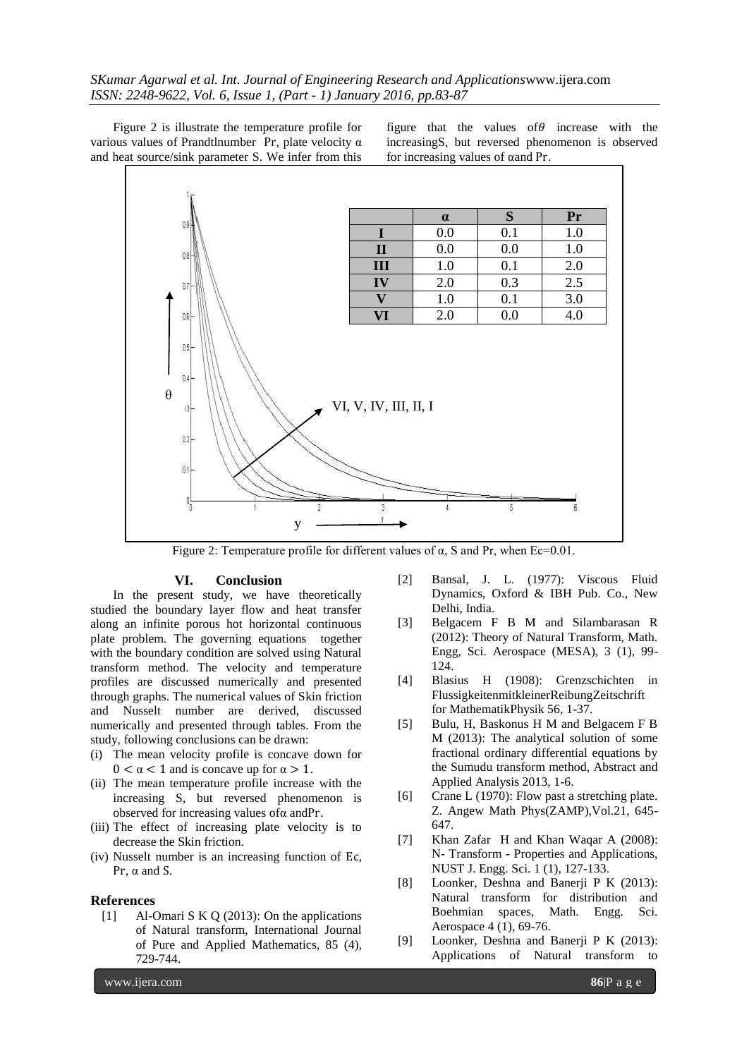Figure 2 is illustrate the temperature profile for various values of Prandtlnumber Pr, plate velocity α and heat source/sink parameter S. We infer from this figure that the values of $\theta$ increase with the increasingS, but reversed phenomenon is observed for increasing values of αand Pr.

| | α | S | Pr |
|---|---|---|---|
| I | 0.0 | 0.1 | 1.0 |
| II | 0.0 | 0.0 | 1.0 |
| III | 1.0 | 0.1 | 2.0 |
| IV | 2.0 | 0.3 | 2.5 |
| V | 1.0 | 0.1 | 3.0 |
| VI | 2.0 | 0.0 | 4.0 |

Figure 2: Temperature profile for different values of α, S and Pr, when Ec=0.01.

## VI. Conclusion

In the present study, we have theoretically studied the boundary layer flow and heat transfer along an infinite porous hot horizontal continuous plate problem. The governing equations together with the boundary condition are solved using Natural transform method. The velocity and temperature profiles are discussed numerically and presented through graphs. The numerical values of Skin friction and Nusselt number are derived, discussed numerically and presented through tables. From the study, following conclusions can be drawn:

(i) The mean velocity profile is concave down for $0 < \alpha < 1$ and is concave up for $\alpha > 1$.
(ii) The mean temperature profile increase with the increasing S, but reversed phenomenon is observed for increasing values ofα andPr.
(iii) The effect of increasing plate velocity is to decrease the Skin friction.
(iv) Nusselt number is an increasing function of Ec, Pr, α and S.

### References

[1] Al-Omari S K Q (2013): On the applications of Natural transform, International Journal of Pure and Applied Mathematics, 85 (4), 729-744.

[2] Bansal, J. L. (1977): Viscous Fluid Dynamics, Oxford & IBH Pub. Co., New Delhi, India.

[3] Belgacem F B M and Silambarasan R (2012): Theory of Natural Transform, Math. Engg, Sci. Aerospace (MESA), 3 (1), 99-124.

[4] Blasius H (1908): Grenzschichten in FlussigkeitenmitkleinerReibungZeitschrift for MathematikPhysik 56, 1-37.

[5] Bulu, H, Baskonus H M and Belgacem F B M (2013): The analytical solution of some fractional ordinary differential equations by the Sumudu transform method, Abstract and Applied Analysis 2013, 1-6.

[6] Crane L (1970): Flow past a stretching plate. Z. Angew Math Phys(ZAMP),Vol.21, 645-647.

[7] Khan Zafar H and Khan Waqar A (2008): N- Transform - Properties and Applications, NUST J. Engg. Sci. 1 (1), 127-133.

[8] Loonker, Deshna and Banerji P K (2013): Natural transform for distribution and Boehmian spaces, Math. Engg. Sci. Aerospace 4 (1), 69-76.

[9] Loonker, Deshna and Banerji P K (2013): Applications of Natural transform to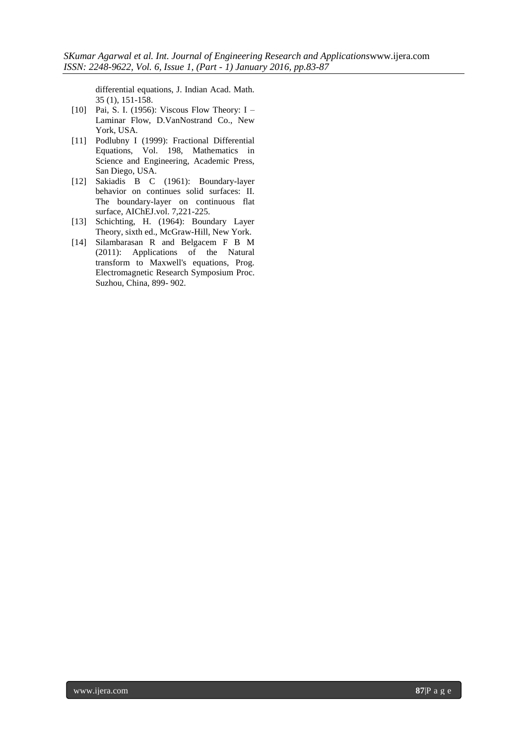differential equations, J. Indian Acad. Math. 35 (1), 151-158.

[10] Pai, S. I. (1956): Viscous Flow Theory: I – Laminar Flow, D.VanNostrand Co., New York, USA.

[11] Podlubny I (1999): Fractional Differential Equations, Vol. 198, Mathematics in Science and Engineering, Academic Press, San Diego, USA.

[12] Sakiadis B C (1961): Boundary-layer behavior on continues solid surfaces: II. The boundary-layer on continuous flat surface, AIChEJ.vol. 7,221-225.

[13] Schichting, H. (1964): Boundary Layer Theory, sixth ed., McGraw-Hill, New York.

[14] Silambarasan R and Belgacem F B M (2011): Applications of the Natural transform to Maxwell's equations, Prog. Electromagnetic Research Symposium Proc. Suzhou, China, 899- 902.